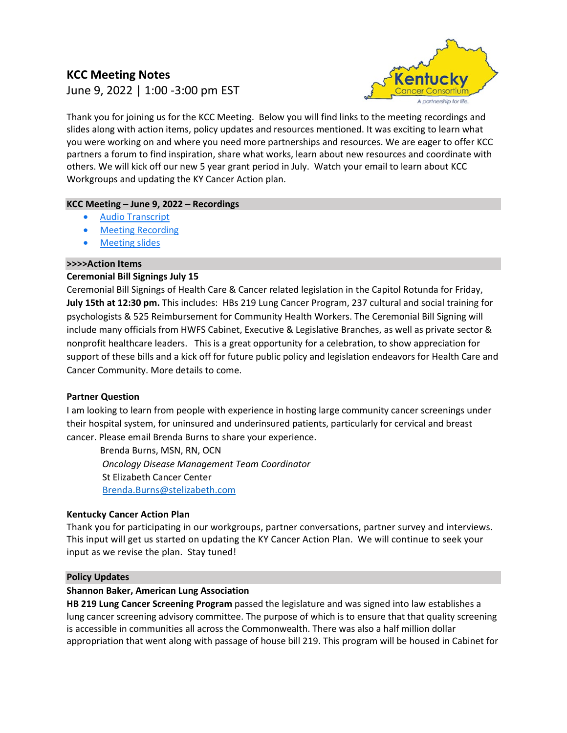# KCC Meeting Notes

June 9, 2022 | 1:00 -3:00 pm EST

Thank you for joining us for the KCC Meeting. Below you will find links to the meeting recordings and slides along with action items, policy updates and resources mentioned. It was exciting to learn what you were working on and where you need more partnerships and resources. We are eager to offer KCC partners a forum to find inspiration, share what works, learn about new resources and coordinate with others. We will kick off our new 5 year grant period in July. Watch your email to learn about KCC Workgroups and updating the KY Cancer Action plan.

## KCC Meeting – June 9, 2022 – Recordings

- Audio Transcript
- Meeting Recording
- Meeting slides

## >>>>Action Items

**Ceremonial Bill Signings July 15**

Ceremonial Bill Signings of Health Care & Cancer related legislation in the Capitol Rotunda for Friday, **July 15th at 12:30 pm.** This includes: HBs 219 Lung Cancer Program, 237 cultural and social training for psychologists & 525 Reimbursement for Community Health Workers. The Ceremonial Bill Signing will include many officials from HWFS Cabinet, Executive & Legislative Branches, as well as private sector & nonprofit healthcare leaders. This is a great opportunity for a celebration, to show appreciation for support of these bills and a kick off for future public policy and legislation endeavors for Health Care and Cancer Community. More details to come.

**Partner Question**

I am looking to learn from people with experience in hosting large community cancer screenings under their hospital system, for uninsured and underinsured patients, particularly for cervical and breast cancer. Please email Brenda Burns to share your experience.

> Brenda Burns, MSN, RN, OCN
> *Oncology Disease Management Team Coordinator*
> St Elizabeth Cancer Center
> Brenda.Burns@stelizabeth.com

**Kentucky Cancer Action Plan**

Thank you for participating in our workgroups, partner conversations, partner survey and interviews. This input will get us started on updating the KY Cancer Action Plan. We will continue to seek your input as we revise the plan. Stay tuned!

## Policy Updates

**Shannon Baker, American Lung Association**

**HB 219 Lung Cancer Screening Program** passed the legislature and was signed into law establishes a lung cancer screening advisory committee. The purpose of which is to ensure that that quality screening is accessible in communities all across the Commonwealth. There was also a half million dollar appropriation that went along with passage of house bill 219. This program will be housed in Cabinet for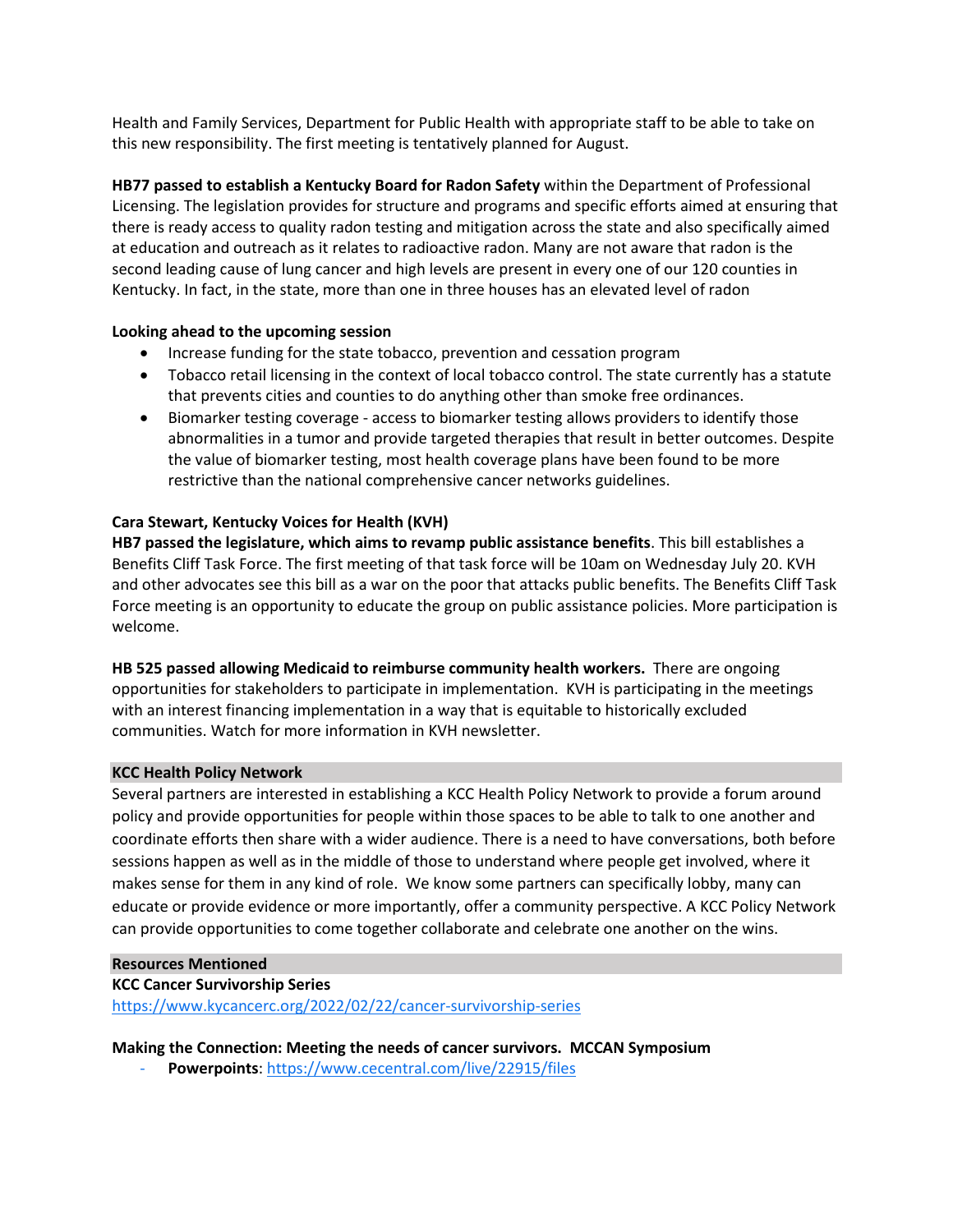Health and Family Services, Department for Public Health with appropriate staff to be able to take on this new responsibility. The first meeting is tentatively planned for August.

**HB77 passed to establish a Kentucky Board for Radon Safety** within the Department of Professional Licensing. The legislation provides for structure and programs and specific efforts aimed at ensuring that there is ready access to quality radon testing and mitigation across the state and also specifically aimed at education and outreach as it relates to radioactive radon. Many are not aware that radon is the second leading cause of lung cancer and high levels are present in every one of our 120 counties in Kentucky. In fact, in the state, more than one in three houses has an elevated level of radon

**Looking ahead to the upcoming session**

- Increase funding for the state tobacco, prevention and cessation program
- Tobacco retail licensing in the context of local tobacco control. The state currently has a statute that prevents cities and counties to do anything other than smoke free ordinances.
- Biomarker testing coverage - access to biomarker testing allows providers to identify those abnormalities in a tumor and provide targeted therapies that result in better outcomes. Despite the value of biomarker testing, most health coverage plans have been found to be more restrictive than the national comprehensive cancer networks guidelines.

**Cara Stewart, Kentucky Voices for Health (KVH)**

**HB7 passed the legislature, which aims to revamp public assistance benefits**. This bill establishes a Benefits Cliff Task Force. The first meeting of that task force will be 10am on Wednesday July 20. KVH and other advocates see this bill as a war on the poor that attacks public benefits. The Benefits Cliff Task Force meeting is an opportunity to educate the group on public assistance policies. More participation is welcome.

**HB 525 passed allowing Medicaid to reimburse community health workers.** There are ongoing opportunities for stakeholders to participate in implementation. KVH is participating in the meetings with an interest financing implementation in a way that is equitable to historically excluded communities. Watch for more information in KVH newsletter.

## KCC Health Policy Network

Several partners are interested in establishing a KCC Health Policy Network to provide a forum around policy and provide opportunities for people within those spaces to be able to talk to one another and coordinate efforts then share with a wider audience. There is a need to have conversations, both before sessions happen as well as in the middle of those to understand where people get involved, where it makes sense for them in any kind of role. We know some partners can specifically lobby, many can educate or provide evidence or more importantly, offer a community perspective. A KCC Policy Network can provide opportunities to come together collaborate and celebrate one another on the wins.

## Resources Mentioned

**KCC Cancer Survivorship Series**
https://www.kycancerc.org/2022/02/22/cancer-survivorship-series

**Making the Connection: Meeting the needs of cancer survivors. MCCAN Symposium**

- **Powerpoints**: https://www.cecentral.com/live/22915/files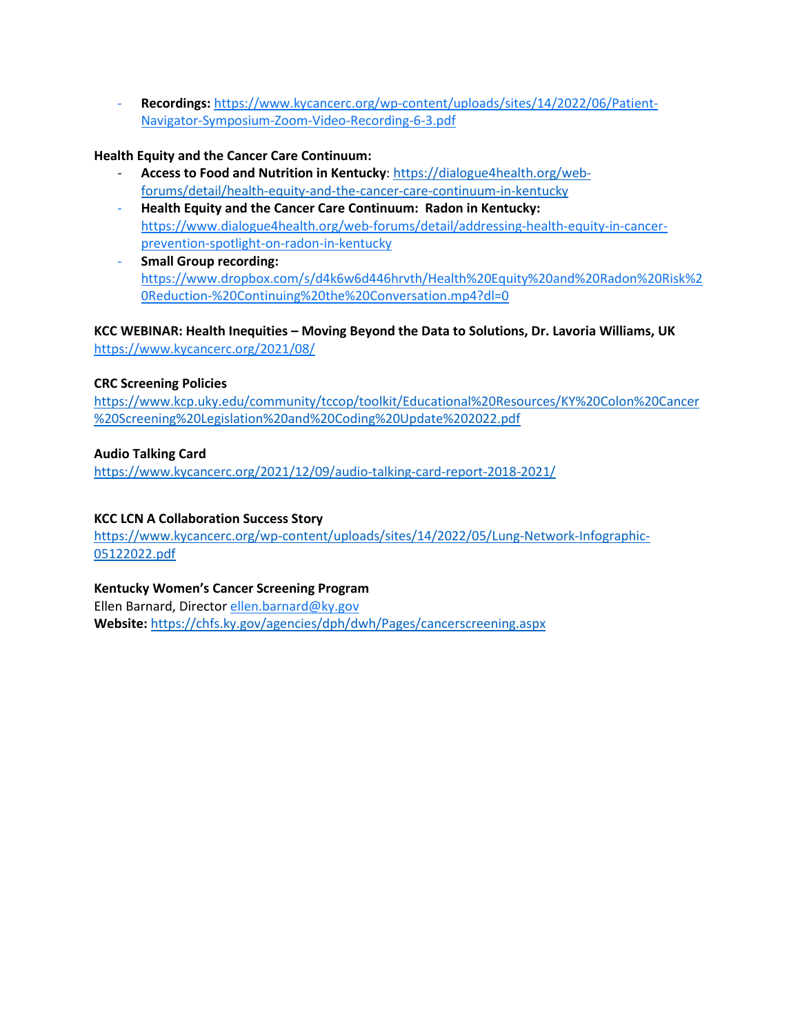- **Recordings:** https://www.kycancerc.org/wp-content/uploads/sites/14/2022/06/Patient-Navigator-Symposium-Zoom-Video-Recording-6-3.pdf

**Health Equity and the Cancer Care Continuum:**

- **Access to Food and Nutrition in Kentucky**: https://dialogue4health.org/web-forums/detail/health-equity-and-the-cancer-care-continuum-in-kentucky
- **Health Equity and the Cancer Care Continuum: Radon in Kentucky:** https://www.dialogue4health.org/web-forums/detail/addressing-health-equity-in-cancer-prevention-spotlight-on-radon-in-kentucky
- **Small Group recording:** https://www.dropbox.com/s/d4k6w6d446hrvth/Health%20Equity%20and%20Radon%20Risk%20Reduction-%20Continuing%20the%20Conversation.mp4?dl=0

**KCC WEBINAR: Health Inequities – Moving Beyond the Data to Solutions, Dr. Lavoria Williams, UK**
https://www.kycancerc.org/2021/08/

**CRC Screening Policies**
https://www.kcp.uky.edu/community/tccop/toolkit/Educational%20Resources/KY%20Colon%20Cancer%20Screening%20Legislation%20and%20Coding%20Update%202022.pdf

**Audio Talking Card**
https://www.kycancerc.org/2021/12/09/audio-talking-card-report-2018-2021/

**KCC LCN A Collaboration Success Story**
https://www.kycancerc.org/wp-content/uploads/sites/14/2022/05/Lung-Network-Infographic-05122022.pdf

**Kentucky Women's Cancer Screening Program**
Ellen Barnard, Director ellen.barnard@ky.gov
**Website:** https://chfs.ky.gov/agencies/dph/dwh/Pages/cancerscreening.aspx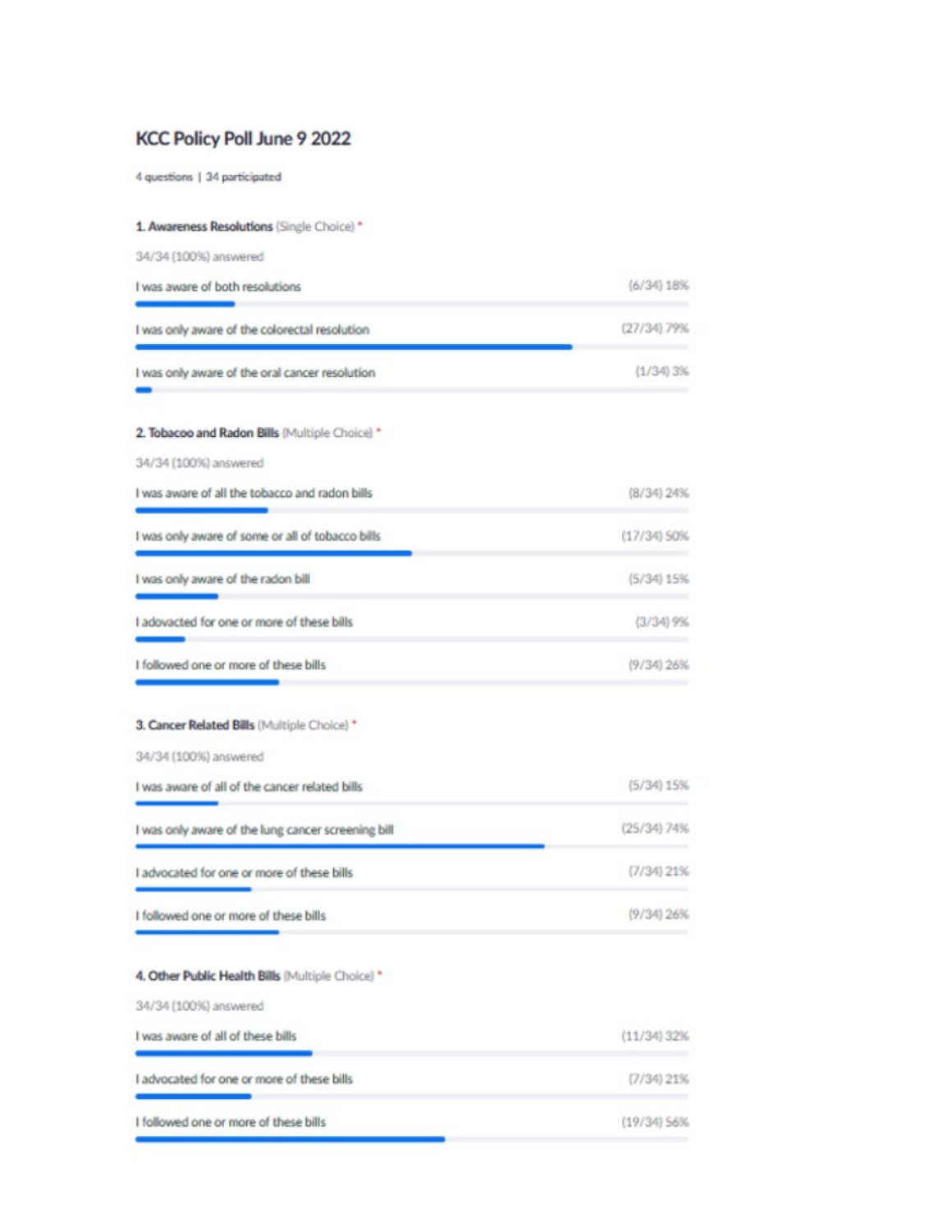## KCC Policy Poll June 9 2022

4 questions | 34 participated

### 1. Awareness Resolutions (Single Choice) *

34/34 (100%) answered

| Response | Result |
|---|---|
| I was aware of both resolutions | (6/34) 18% |
| I was only aware of the colorectal resolution | (27/34) 79% |
| I was only aware of the oral cancer resolution | (1/34) 3% |

### 2. Tobacoo and Radon Bills (Multiple Choice) *

34/34 (100%) answered

| Response | Result |
|---|---|
| I was aware of all the tobacco and radon bills | (8/34) 24% |
| I was only aware of some or all of tobacco bills | (17/34) 50% |
| I was only aware of the radon bill | (5/34) 15% |
| I adovacted for one or more of these bills | (3/34) 9% |
| I followed one or more of these bills | (9/34) 26% |

### 3. Cancer Related Bills (Multiple Choice) *

34/34 (100%) answered

| Response | Result |
|---|---|
| I was aware of all of the cancer related bills | (5/34) 15% |
| I was only aware of the lung cancer screening bill | (25/34) 74% |
| I advocated for one or more of these bills | (7/34) 21% |
| I followed one or more of these bills | (9/34) 26% |

### 4. Other Public Health Bills (Multiple Choice) *

34/34 (100%) answered

| Response | Result |
|---|---|
| I was aware of all of these bills | (11/34) 32% |
| I advocated for one or more of these bills | (7/34) 21% |
| I followed one or more of these bills | (19/34) 56% |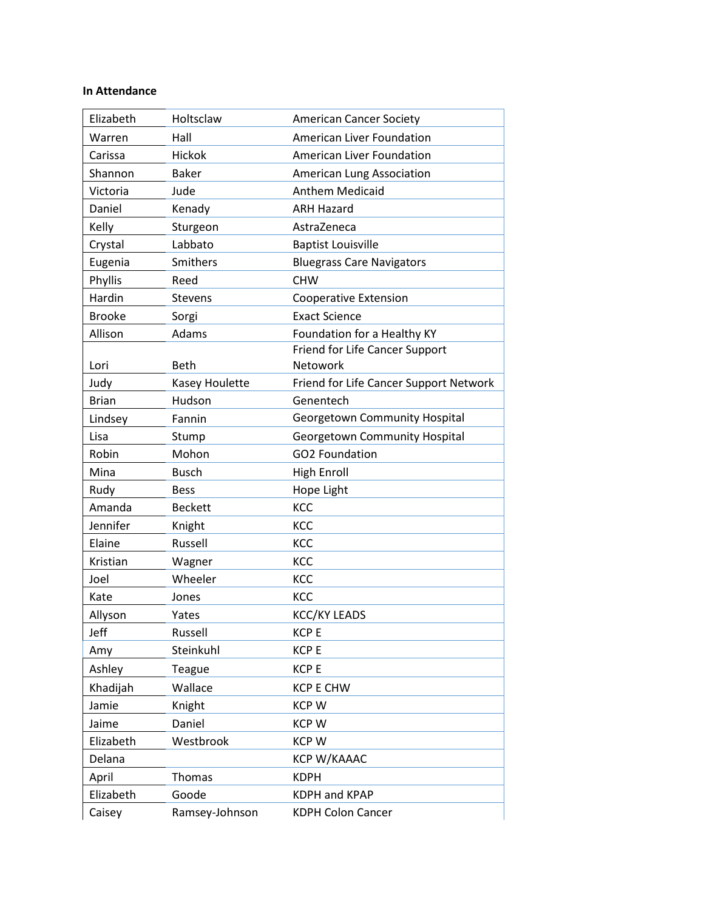**In Attendance**

| | | |
|---|---|---|
| Elizabeth | Holtsclaw | American Cancer Society |
| Warren | Hall | American Liver Foundation |
| Carissa | Hickok | American Liver Foundation |
| Shannon | Baker | American Lung Association |
| Victoria | Jude | Anthem Medicaid |
| Daniel | Kenady | ARH Hazard |
| Kelly | Sturgeon | AstraZeneca |
| Crystal | Labbato | Baptist Louisville |
| Eugenia | Smithers | Bluegrass Care Navigators |
| Phyllis | Reed | CHW |
| Hardin | Stevens | Cooperative Extension |
| Brooke | Sorgi | Exact Science |
| Allison | Adams | Foundation for a Healthy KY |
| Lori | Beth | Friend for Life Cancer Support Netowork |
| Judy | Kasey Houlette | Friend for Life Cancer Support Network |
| Brian | Hudson | Genentech |
| Lindsey | Fannin | Georgetown Community Hospital |
| Lisa | Stump | Georgetown Community Hospital |
| Robin | Mohon | GO2 Foundation |
| Mina | Busch | High Enroll |
| Rudy | Bess | Hope Light |
| Amanda | Beckett | KCC |
| Jennifer | Knight | KCC |
| Elaine | Russell | KCC |
| Kristian | Wagner | KCC |
| Joel | Wheeler | KCC |
| Kate | Jones | KCC |
| Allyson | Yates | KCC/KY LEADS |
| Jeff | Russell | KCP E |
| Amy | Steinkuhl | KCP E |
| Ashley | Teague | KCP E |
| Khadijah | Wallace | KCP E CHW |
| Jamie | Knight | KCP W |
| Jaime | Daniel | KCP W |
| Elizabeth | Westbrook | KCP W |
| Delana | | KCP W/KAAAC |
| April | Thomas | KDPH |
| Elizabeth | Goode | KDPH and KPAP |
| Caisey | Ramsey-Johnson | KDPH Colon Cancer |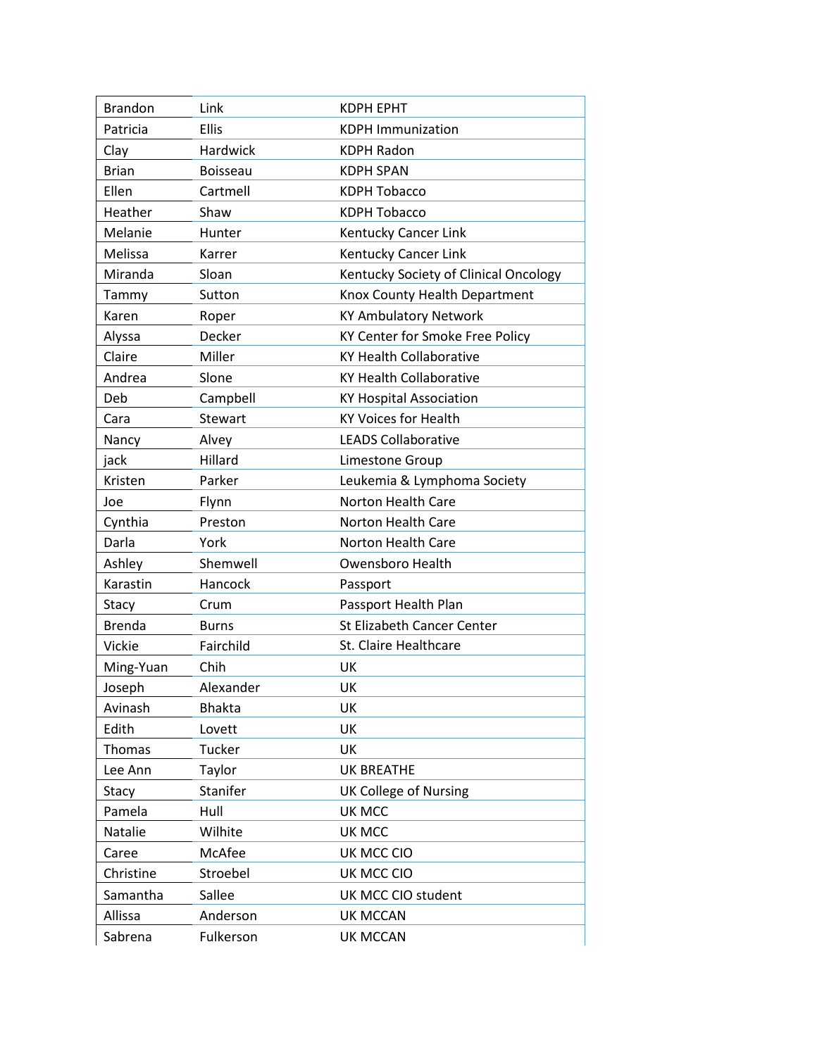| | | |
|---|---|---|
| Brandon | Link | KDPH EPHT |
| Patricia | Ellis | KDPH Immunization |
| Clay | Hardwick | KDPH Radon |
| Brian | Boisseau | KDPH SPAN |
| Ellen | Cartmell | KDPH Tobacco |
| Heather | Shaw | KDPH Tobacco |
| Melanie | Hunter | Kentucky Cancer Link |
| Melissa | Karrer | Kentucky Cancer Link |
| Miranda | Sloan | Kentucky Society of Clinical Oncology |
| Tammy | Sutton | Knox County Health Department |
| Karen | Roper | KY Ambulatory Network |
| Alyssa | Decker | KY Center for Smoke Free Policy |
| Claire | Miller | KY Health Collaborative |
| Andrea | Slone | KY Health Collaborative |
| Deb | Campbell | KY Hospital Association |
| Cara | Stewart | KY Voices for Health |
| Nancy | Alvey | LEADS Collaborative |
| jack | Hillard | Limestone Group |
| Kristen | Parker | Leukemia & Lymphoma Society |
| Joe | Flynn | Norton Health Care |
| Cynthia | Preston | Norton Health Care |
| Darla | York | Norton Health Care |
| Ashley | Shemwell | Owensboro Health |
| Karastin | Hancock | Passport |
| Stacy | Crum | Passport Health Plan |
| Brenda | Burns | St Elizabeth Cancer Center |
| Vickie | Fairchild | St. Claire Healthcare |
| Ming-Yuan | Chih | UK |
| Joseph | Alexander | UK |
| Avinash | Bhakta | UK |
| Edith | Lovett | UK |
| Thomas | Tucker | UK |
| Lee Ann | Taylor | UK BREATHE |
| Stacy | Stanifer | UK College of Nursing |
| Pamela | Hull | UK MCC |
| Natalie | Wilhite | UK MCC |
| Caree | McAfee | UK MCC CIO |
| Christine | Stroebel | UK MCC CIO |
| Samantha | Sallee | UK MCC CIO student |
| Allissa | Anderson | UK MCCAN |
| Sabrena | Fulkerson | UK MCCAN |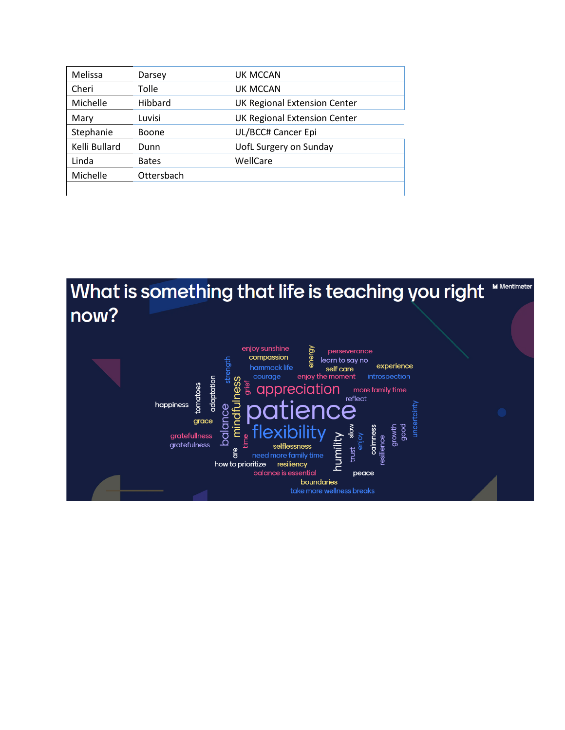| | | |
|---|---|---|
| Melissa | Darsey | UK MCCAN |
| Cheri | Tolle | UK MCCAN |
| Michelle | Hibbard | UK Regional Extension Center |
| Mary | Luvisi | UK Regional Extension Center |
| Stephanie | Boone | UL/BCC# Cancer Epi |
| Kelli Bullard | Dunn | UofL Surgery on Sunday |
| Linda | Bates | WellCare |
| Michelle | Ottersbach | |
| | | |

What is something that life is teaching you right now?

Mentimeter

enjoy sunshine
compassion
energy
perseverance
learn to say no
hammock life
self care
experience
strength
courage
enjoy the moment
introspection
tomatoes
adaptation
grief
mindfulness
appreciation
more family time
reflect
happiness
patience
balance
uncertainty
grace
flexibility
slow
calmness
growth
good
gratefullness
gratefulness
time
humility
enjoy
resilience
selflessness
are
trust
need more family time
how to prioritize
resiliency
peace
balance is essential
boundaries
take more wellness breaks